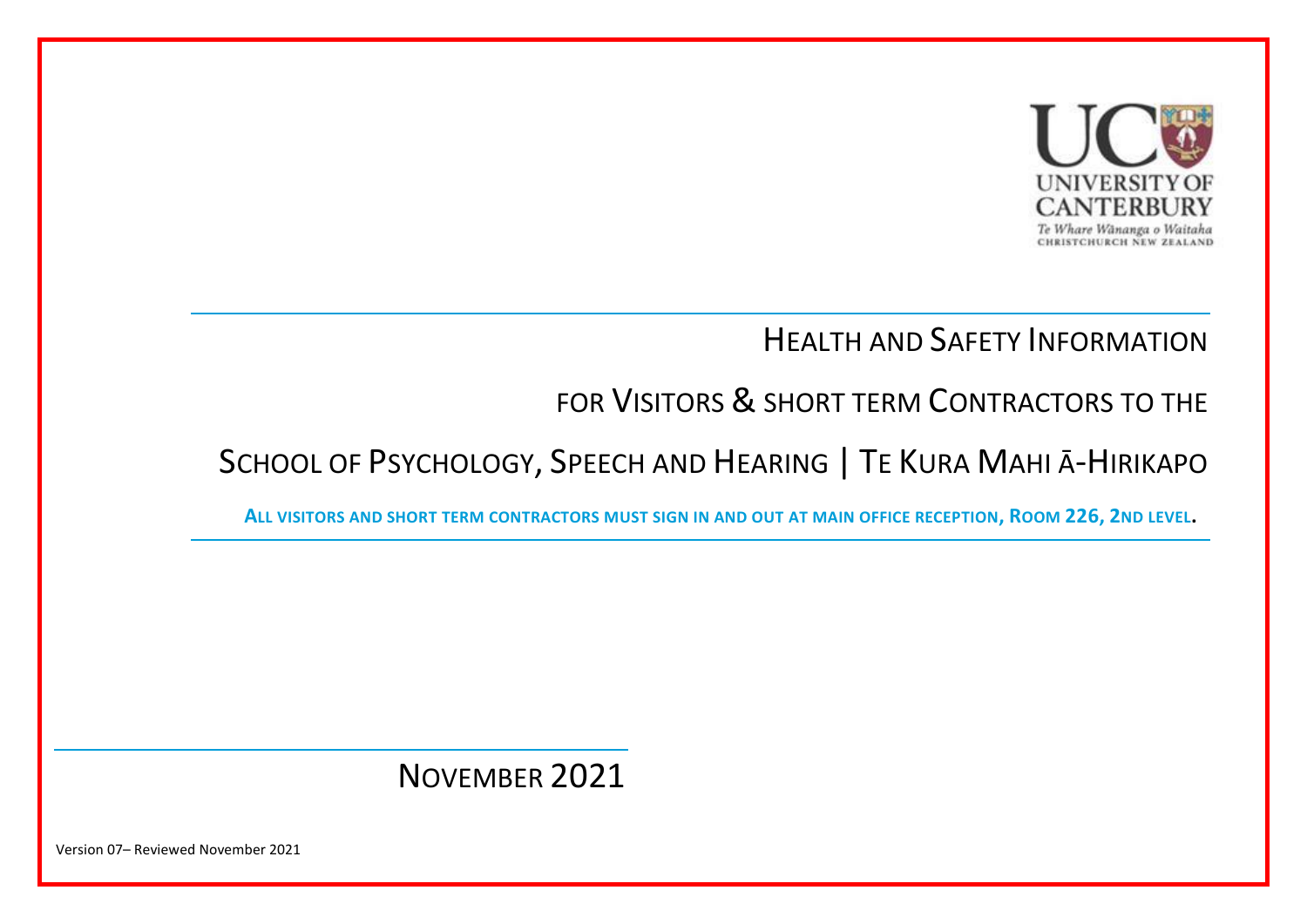UNIVERSITY OF CANTERBURY
*Te Whare Wānanga o Waitaha*
CHRISTCHURCH NEW ZEALAND

# HEALTH AND SAFETY INFORMATION

# FOR VISITORS & SHORT TERM CONTRACTORS TO THE

# SCHOOL OF PSYCHOLOGY, SPEECH AND HEARING | TE KURA MAHI Ā-HIRIKAPO

**ALL VISITORS AND SHORT TERM CONTRACTORS MUST SIGN IN AND OUT AT MAIN OFFICE RECEPTION, ROOM 226, 2ND LEVEL.**

## NOVEMBER 2021

Version 07– Reviewed November 2021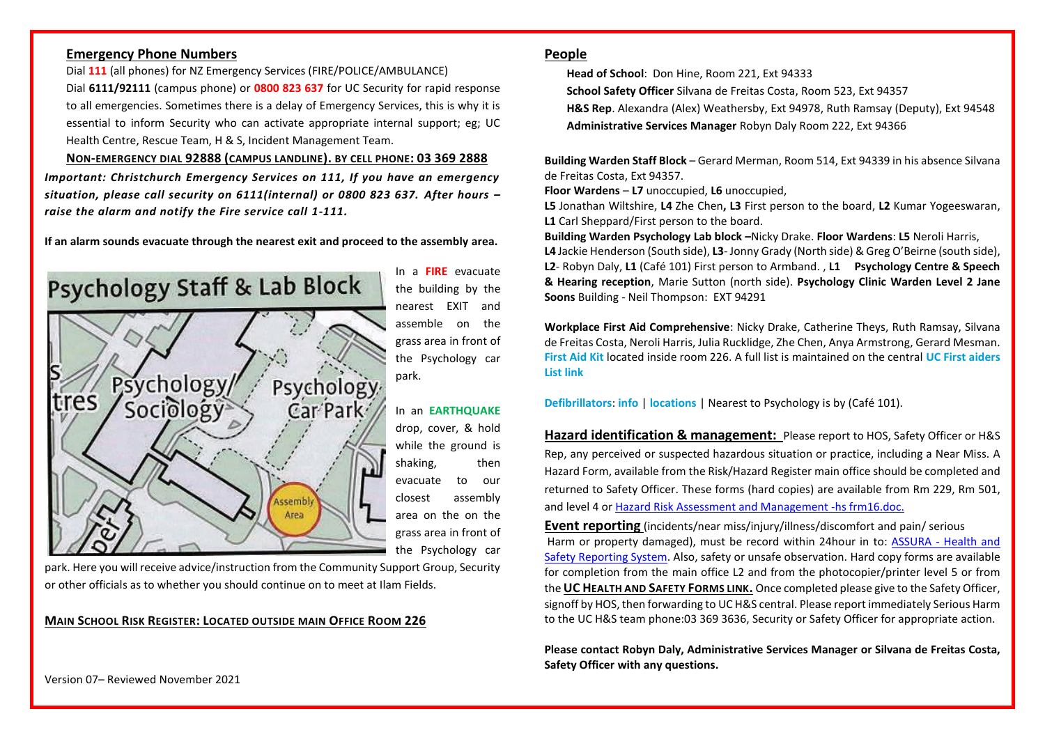## Emergency Phone Numbers

Dial **111** (all phones) for NZ Emergency Services (FIRE/POLICE/AMBULANCE)
Dial **6111/92111** (campus phone) or **0800 823 637** for UC Security for rapid response to all emergencies. Sometimes there is a delay of Emergency Services, this is why it is essential to inform Security who can activate appropriate internal support; eg; UC Health Centre, Rescue Team, H & S, Incident Management Team.

**NON-EMERGENCY DIAL 92888 (CAMPUS LANDLINE). BY CELL PHONE: 03 369 2888**

***Important: Christchurch Emergency Services on 111, If you have an emergency situation, please call security on 6111(internal) or 0800 823 637. After hours – raise the alarm and notify the Fire service call 1-111.***

**If an alarm sounds evacuate through the nearest exit and proceed to the assembly area.**

Psychology Staff & Lab Block

Psychology/Sociology

Psychology Car Park

Assembly Area

In a **FIRE** evacuate the building by the nearest EXIT and assemble on the grass area in front of the Psychology car park.

In an **EARTHQUAKE** drop, cover, & hold while the ground is shaking, then evacuate to our closest assembly area on the on the grass area in front of the Psychology car park. Here you will receive advice/instruction from the Community Support Group, Security or other officials as to whether you should continue on to meet at Ilam Fields.

**MAIN SCHOOL RISK REGISTER: LOCATED OUTSIDE MAIN OFFICE ROOM 226**

Version 07– Reviewed November 2021

## People

**Head of School**: Don Hine, Room 221, Ext 94333
**School Safety Officer** Silvana de Freitas Costa, Room 523, Ext 94357
**H&S Rep**. Alexandra (Alex) Weathersby, Ext 94978, Ruth Ramsay (Deputy), Ext 94548
**Administrative Services Manager** Robyn Daly Room 222, Ext 94366

**Building Warden Staff Block** – Gerard Merman, Room 514, Ext 94339 in his absence Silvana de Freitas Costa, Ext 94357.
**Floor Wardens** – **L7** unoccupied, **L6** unoccupied,
**L5** Jonathan Wiltshire, **L4** Zhe Chen**, L3** First person to the board, **L2** Kumar Yogeeswaran, **L1** Carl Sheppard/First person to the board.
**Building Warden Psychology Lab block –**Nicky Drake. **Floor Wardens**: **L5** Neroli Harris, **L4** Jackie Henderson (South side), **L3**- Jonny Grady (North side) & Greg O'Beirne (south side), **L2**- Robyn Daly, **L1** (Café 101) First person to Armband. , **L1 Psychology Centre & Speech & Hearing reception**, Marie Sutton (north side). **Psychology Clinic Warden Level 2 Jane Soons** Building - Neil Thompson: EXT 94291

**Workplace First Aid Comprehensive**: Nicky Drake, Catherine Theys, Ruth Ramsay, Silvana de Freitas Costa, Neroli Harris, Julia Rucklidge, Zhe Chen, Anya Armstrong, Gerard Mesman. **First Aid Kit** located inside room 226. A full list is maintained on the central **UC First aiders List link**

**Defibrillators**: **info** | **locations** | Nearest to Psychology is by (Café 101).

**Hazard identification & management:** Please report to HOS, Safety Officer or H&S Rep, any perceived or suspected hazardous situation or practice, including a Near Miss. A Hazard Form, available from the Risk/Hazard Register main office should be completed and returned to Safety Officer. These forms (hard copies) are available from Rm 229, Rm 501, and level 4 or Hazard Risk Assessment and Management -hs frm16.doc.

**Event reporting** (incidents/near miss/injury/illness/discomfort and pain/ serious Harm or property damaged), must be record within 24hour in to: ASSURA - Health and Safety Reporting System. Also, safety or unsafe observation. Hard copy forms are available for completion from the main office L2 and from the photocopier/printer level 5 or from the **UC HEALTH AND SAFETY FORMS LINK.** Once completed please give to the Safety Officer, signoff by HOS, then forwarding to UC H&S central. Please report immediately Serious Harm to the UC H&S team phone:03 369 3636, Security or Safety Officer for appropriate action.

**Please contact Robyn Daly, Administrative Services Manager or Silvana de Freitas Costa, Safety Officer with any questions.**